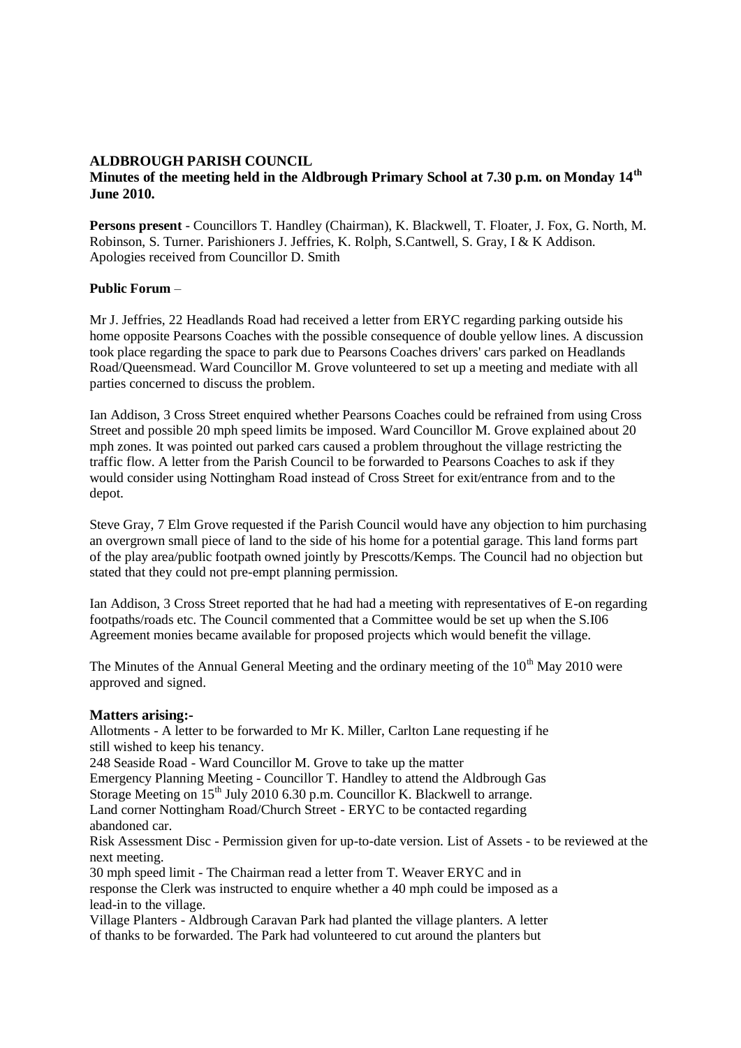**ALDBROUGH PARISH COUNCIL**

**Minutes of the meeting held in the Aldbrough Primary School at 7.30 p.m. on Monday 14th June 2010.**

**Persons present** - Councillors T. Handley (Chairman), K. Blackwell, T. Floater, J. Fox, G. North, M. Robinson, S. Turner. Parishioners J. Jeffries, K. Rolph, S.Cantwell, S. Gray, I & K Addison. Apologies received from Councillor D. Smith

**Public Forum** –

Mr J. Jeffries, 22 Headlands Road had received a letter from ERYC regarding parking outside his home opposite Pearsons Coaches with the possible consequence of double yellow lines. A discussion took place regarding the space to park due to Pearsons Coaches drivers' cars parked on Headlands Road/Queensmead. Ward Councillor M. Grove volunteered to set up a meeting and mediate with all parties concerned to discuss the problem.

Ian Addison, 3 Cross Street enquired whether Pearsons Coaches could be refrained from using Cross Street and possible 20 mph speed limits be imposed. Ward Councillor M. Grove explained about 20 mph zones. It was pointed out parked cars caused a problem throughout the village restricting the traffic flow. A letter from the Parish Council to be forwarded to Pearsons Coaches to ask if they would consider using Nottingham Road instead of Cross Street for exit/entrance from and to the depot.

Steve Gray, 7 Elm Grove requested if the Parish Council would have any objection to him purchasing an overgrown small piece of land to the side of his home for a potential garage. This land forms part of the play area/public footpath owned jointly by Prescotts/Kemps. The Council had no objection but stated that they could not pre-empt planning permission.

Ian Addison, 3 Cross Street reported that he had had a meeting with representatives of E-on regarding footpaths/roads etc. The Council commented that a Committee would be set up when the S.I06 Agreement monies became available for proposed projects which would benefit the village.

The Minutes of the Annual General Meeting and the ordinary meeting of the 10th May 2010 were approved and signed.

**Matters arising:-**

Allotments - A letter to be forwarded to Mr K. Miller, Carlton Lane requesting if he still wished to keep his tenancy.

248 Seaside Road - Ward Councillor M. Grove to take up the matter

Emergency Planning Meeting - Councillor T. Handley to attend the Aldbrough Gas Storage Meeting on 15th July 2010 6.30 p.m. Councillor K. Blackwell to arrange.

Land corner Nottingham Road/Church Street - ERYC to be contacted regarding abandoned car.

Risk Assessment Disc - Permission given for up-to-date version. List of Assets - to be reviewed at the next meeting.

30 mph speed limit - The Chairman read a letter from T. Weaver ERYC and in response the Clerk was instructed to enquire whether a 40 mph could be imposed as a lead-in to the village.

Village Planters - Aldbrough Caravan Park had planted the village planters. A letter of thanks to be forwarded. The Park had volunteered to cut around the planters but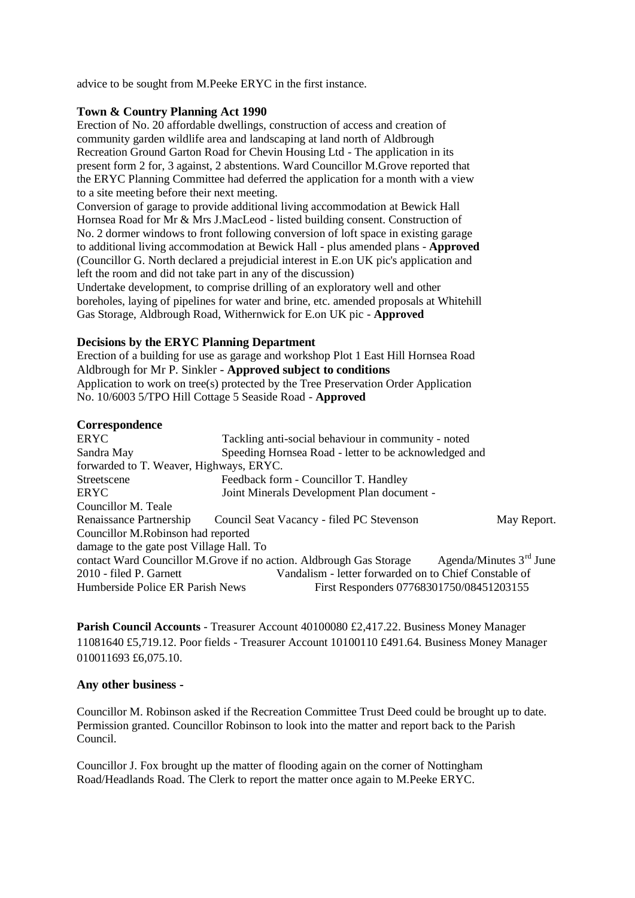advice to be sought from M.Peeke ERYC in the first instance.

**Town & Country Planning Act 1990**

Erection of No. 20 affordable dwellings, construction of access and creation of community garden wildlife area and landscaping at land north of Aldbrough Recreation Ground Garton Road for Chevin Housing Ltd - The application in its present form 2 for, 3 against, 2 abstentions. Ward Councillor M.Grove reported that the ERYC Planning Committee had deferred the application for a month with a view to a site meeting before their next meeting.

Conversion of garage to provide additional living accommodation at Bewick Hall Hornsea Road for Mr & Mrs J.MacLeod - listed building consent. Construction of No. 2 dormer windows to front following conversion of loft space in existing garage to additional living accommodation at Bewick Hall - plus amended plans - **Approved**

(Councillor G. North declared a prejudicial interest in E.on UK pic's application and left the room and did not take part in any of the discussion)

Undertake development, to comprise drilling of an exploratory well and other boreholes, laying of pipelines for water and brine, etc. amended proposals at Whitehill Gas Storage, Aldbrough Road, Withernwick for E.on UK pic - **Approved**

**Decisions by the ERYC Planning Department**

Erection of a building for use as garage and workshop Plot 1 East Hill Hornsea Road Aldbrough for Mr P. Sinkler - **Approved subject to conditions**

Application to work on tree(s) protected by the Tree Preservation Order Application No. 10/6003 5/TPO Hill Cottage 5 Seaside Road - **Approved**

**Correspondence**

ERYC — Tackling anti-social behaviour in community - noted

Sandra May — Speeding Hornsea Road - letter to be acknowledged and forwarded to T. Weaver, Highways, ERYC.

Streetscene — Feedback form - Councillor T. Handley

ERYC — Joint Minerals Development Plan document - Councillor M. Teale

Renaissance Partnership — Council Seat Vacancy - filed PC Stevenson — May Report. Councillor M.Robinson had reported damage to the gate post Village Hall. To contact Ward Councillor M.Grove if no action.

Aldbrough Gas Storage — Agenda/Minutes 3rd June 2010 - filed P. Garnett

Humberside Police — Vandalism - letter forwarded on to Chief Constable of Humberside Police

ER Parish News — First Responders 07768301750/08451203155

**Parish Council Accounts** - Treasurer Account 40100080 £2,417.22. Business Money Manager 11081640 £5,719.12. Poor fields - Treasurer Account 10100110 £491.64. Business Money Manager 010011693 £6,075.10.

**Any other business -**

Councillor M. Robinson asked if the Recreation Committee Trust Deed could be brought up to date. Permission granted. Councillor Robinson to look into the matter and report back to the Parish Council.

Councillor J. Fox brought up the matter of flooding again on the corner of Nottingham Road/Headlands Road. The Clerk to report the matter once again to M.Peeke ERYC.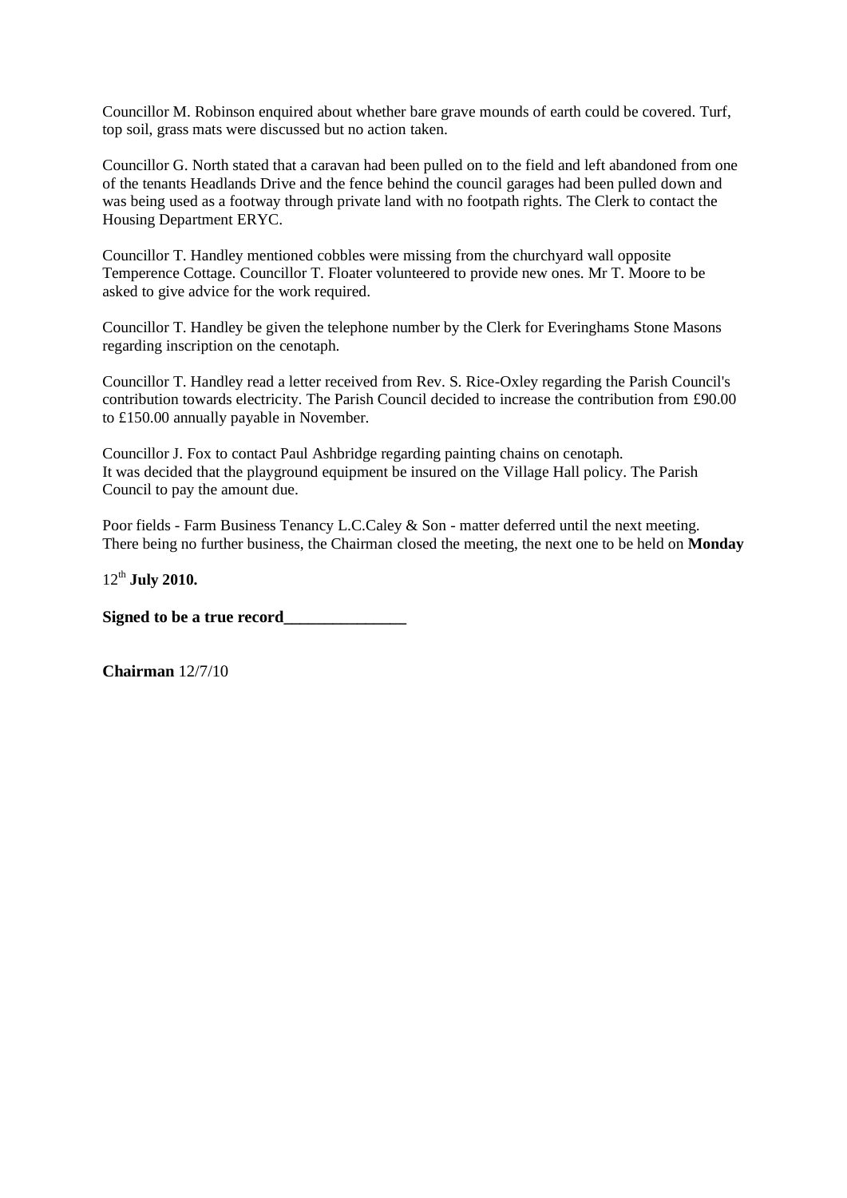Councillor M. Robinson enquired about whether bare grave mounds of earth could be covered. Turf, top soil, grass mats were discussed but no action taken.

Councillor G. North stated that a caravan had been pulled on to the field and left abandoned from one of the tenants Headlands Drive and the fence behind the council garages had been pulled down and was being used as a footway through private land with no footpath rights. The Clerk to contact the Housing Department ERYC.

Councillor T. Handley mentioned cobbles were missing from the churchyard wall opposite Temperence Cottage. Councillor T. Floater volunteered to provide new ones. Mr T. Moore to be asked to give advice for the work required.

Councillor T. Handley be given the telephone number by the Clerk for Everinghams Stone Masons regarding inscription on the cenotaph.

Councillor T. Handley read a letter received from Rev. S. Rice-Oxley regarding the Parish Council's contribution towards electricity. The Parish Council decided to increase the contribution from £90.00 to £150.00 annually payable in November.

Councillor J. Fox to contact Paul Ashbridge regarding painting chains on cenotaph.
It was decided that the playground equipment be insured on the Village Hall policy. The Parish Council to pay the amount due.

Poor fields - Farm Business Tenancy L.C.Caley & Son - matter deferred until the next meeting.
There being no further business, the Chairman closed the meeting, the next one to be held on **Monday**

12th **July 2010.**

**Signed to be a true record_______________**

**Chairman** 12/7/10